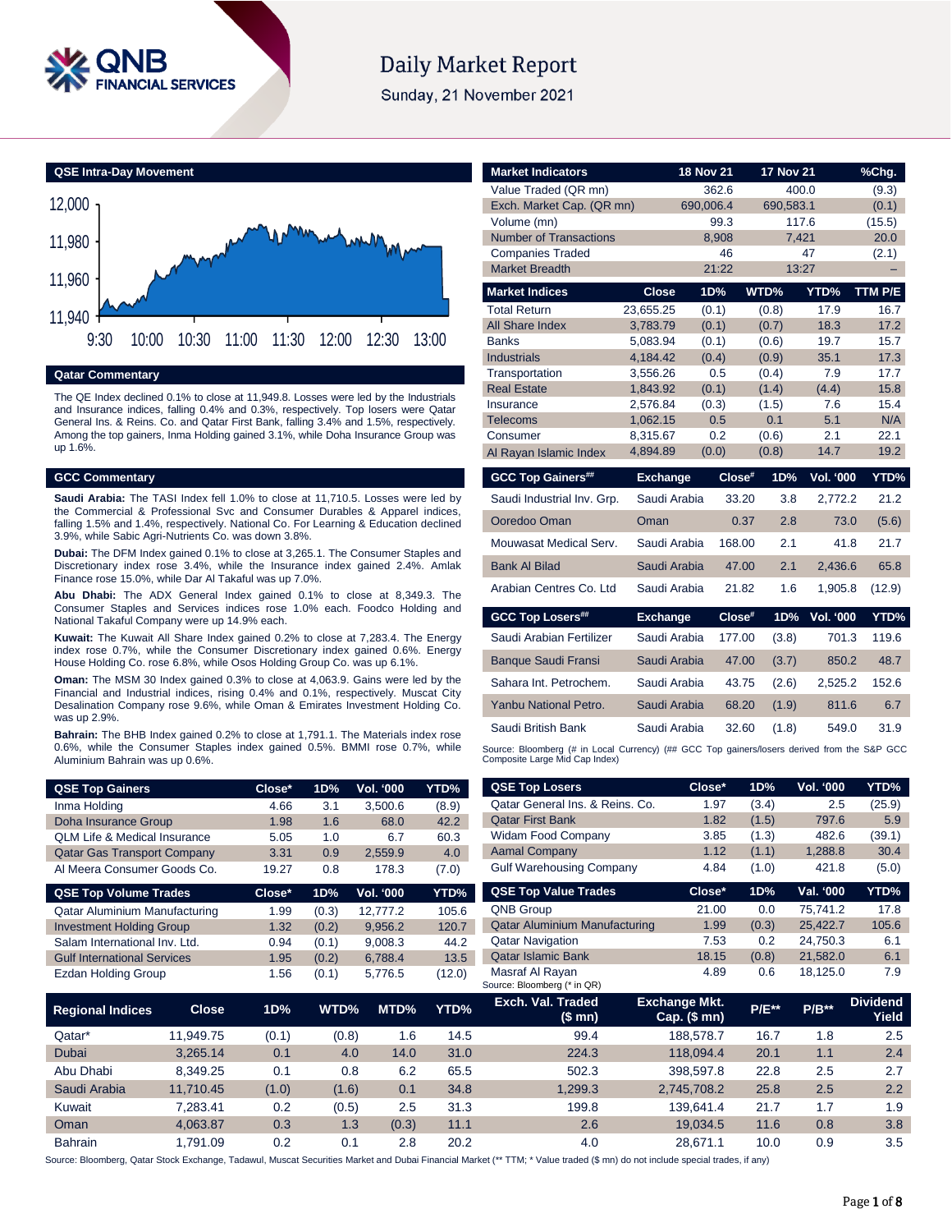# Daily Market Report

Sunday, 21 November 2021

## QSE Intra-Day Movement

12,000
11,980
11,960
11,940
9:30 10:00 10:30 11:00 11:30 12:00 12:30 13:00

## Qatar Commentary

The QE Index declined 0.1% to close at 11,949.8. Losses were led by the Industrials and Insurance indices, falling 0.4% and 0.3%, respectively. Top losers were Qatar General Ins. & Reins. Co. and Qatar First Bank, falling 3.4% and 1.5%, respectively. Among the top gainers, Inma Holding gained 3.1%, while Doha Insurance Group was up 1.6%.

## GCC Commentary

**Saudi Arabia:** The TASI Index fell 1.0% to close at 11,710.5. Losses were led by the Commercial & Professional Svc and Consumer Durables & Apparel indices, falling 1.5% and 1.4%, respectively. National Co. For Learning & Education declined 3.9%, while Sabic Agri-Nutrients Co. was down 3.8%.

**Dubai:** The DFM Index gained 0.1% to close at 3,265.1. The Consumer Staples and Discretionary index rose 3.4%, while the Insurance index gained 2.4%. Amlak Finance rose 15.0%, while Dar Al Takaful was up 7.0%.

**Abu Dhabi:** The ADX General Index gained 0.1% to close at 8,349.3. The Consumer Staples and Services indices rose 1.0% each. Foodco Holding and National Takaful Company were up 14.9% each.

**Kuwait:** The Kuwait All Share Index gained 0.2% to close at 7,283.4. The Energy index rose 0.7%, while the Consumer Discretionary index gained 0.6%. Energy House Holding Co. rose 6.8%, while Osos Holding Group Co. was up 6.1%.

**Oman:** The MSM 30 Index gained 0.3% to close at 4,063.9. Gains were led by the Financial and Industrial indices, rising 0.4% and 0.1%, respectively. Muscat City Desalination Company rose 9.6%, while Oman & Emirates Investment Holding Co. was up 2.9%.

**Bahrain:** The BHB Index gained 0.2% to close at 1,791.1. The Materials index rose 0.6%, while the Consumer Staples index gained 0.5%. BMMI rose 0.7%, while Aluminium Bahrain was up 0.6%.

| Market Indicators | 18 Nov 21 | 17 Nov 21 | %Chg. |
|---|---|---|---|
| Value Traded (QR mn) | 362.6 | 400.0 | (9.3) |
| Exch. Market Cap. (QR mn) | 690,006.4 | 690,583.1 | (0.1) |
| Volume (mn) | 99.3 | 117.6 | (15.5) |
| Number of Transactions | 8,908 | 7,421 | 20.0 |
| Companies Traded | 46 | 47 | (2.1) |
| Market Breadth | 21:22 | 13:27 | – |

| Market Indices | Close | 1D% | WTD% | YTD% | TTM P/E |
|---|---|---|---|---|---|
| Total Return | 23,655.25 | (0.1) | (0.8) | 17.9 | 16.7 |
| All Share Index | 3,783.79 | (0.1) | (0.7) | 18.3 | 17.2 |
| Banks | 5,083.94 | (0.1) | (0.6) | 19.7 | 15.7 |
| Industrials | 4,184.42 | (0.4) | (0.9) | 35.1 | 17.3 |
| Transportation | 3,556.26 | 0.5 | (0.4) | 7.9 | 17.7 |
| Real Estate | 1,843.92 | (0.1) | (1.4) | (4.4) | 15.8 |
| Insurance | 2,576.84 | (0.3) | (1.5) | 7.6 | 15.4 |
| Telecoms | 1,062.15 | 0.5 | 0.1 | 5.1 | N/A |
| Consumer | 8,315.67 | 0.2 | (0.6) | 2.1 | 22.1 |
| Al Rayan Islamic Index | 4,894.89 | (0.0) | (0.8) | 14.7 | 19.2 |

| GCC Top Gainers## | Exchange | Close# | 1D% | Vol. '000 | YTD% |
|---|---|---|---|---|---|
| Saudi Industrial Inv. Grp. | Saudi Arabia | 33.20 | 3.8 | 2,772.2 | 21.2 |
| Ooredoo Oman | Oman | 0.37 | 2.8 | 73.0 | (5.6) |
| Mouwasat Medical Serv. | Saudi Arabia | 168.00 | 2.1 | 41.8 | 21.7 |
| Bank Al Bilad | Saudi Arabia | 47.00 | 2.1 | 2,436.6 | 65.8 |
| Arabian Centres Co. Ltd | Saudi Arabia | 21.82 | 1.6 | 1,905.8 | (12.9) |

| GCC Top Losers## | Exchange | Close# | 1D% | Vol. '000 | YTD% |
|---|---|---|---|---|---|
| Saudi Arabian Fertilizer | Saudi Arabia | 177.00 | (3.8) | 701.3 | 119.6 |
| Banque Saudi Fransi | Saudi Arabia | 47.00 | (3.7) | 850.2 | 48.7 |
| Sahara Int. Petrochem. | Saudi Arabia | 43.75 | (2.6) | 2,525.2 | 152.6 |
| Yanbu National Petro. | Saudi Arabia | 68.20 | (1.9) | 811.6 | 6.7 |
| Saudi British Bank | Saudi Arabia | 32.60 | (1.8) | 549.0 | 31.9 |

Source: Bloomberg (# in Local Currency) (## GCC Top gainers/losers derived from the S&P GCC Composite Large Mid Cap Index)

| QSE Top Gainers | Close* | 1D% | Vol. '000 | YTD% |
|---|---|---|---|---|
| Inma Holding | 4.66 | 3.1 | 3,500.6 | (8.9) |
| Doha Insurance Group | 1.98 | 1.6 | 68.0 | 42.2 |
| QLM Life & Medical Insurance | 5.05 | 1.0 | 6.7 | 60.3 |
| Qatar Gas Transport Company | 3.31 | 0.9 | 2,559.9 | 4.0 |
| Al Meera Consumer Goods Co. | 19.27 | 0.8 | 178.3 | (7.0) |

| QSE Top Volume Trades | Close* | 1D% | Vol. '000 | YTD% |
|---|---|---|---|---|
| Qatar Aluminium Manufacturing | 1.99 | (0.3) | 12,777.2 | 105.6 |
| Investment Holding Group | 1.32 | (0.2) | 9,956.2 | 120.7 |
| Salam International Inv. Ltd. | 0.94 | (0.1) | 9,008.3 | 44.2 |
| Gulf International Services | 1.95 | (0.2) | 6,788.4 | 13.5 |
| Ezdan Holding Group | 1.56 | (0.1) | 5,776.5 | (12.0) |

| QSE Top Losers | Close* | 1D% | Vol. '000 | YTD% |
|---|---|---|---|---|
| Qatar General Ins. & Reins. Co. | 1.97 | (3.4) | 2.5 | (25.9) |
| Qatar First Bank | 1.82 | (1.5) | 797.6 | 5.9 |
| Widam Food Company | 3.85 | (1.3) | 482.6 | (39.1) |
| Aamal Company | 1.12 | (1.1) | 1,288.8 | 30.4 |
| Gulf Warehousing Company | 4.84 | (1.0) | 421.8 | (5.0) |

| QSE Top Value Trades | Close* | 1D% | Val. '000 | YTD% |
|---|---|---|---|---|
| QNB Group | 21.00 | 0.0 | 75,741.2 | 17.8 |
| Qatar Aluminium Manufacturing | 1.99 | (0.3) | 25,422.7 | 105.6 |
| Qatar Navigation | 7.53 | 0.2 | 24,750.3 | 6.1 |
| Qatar Islamic Bank | 18.15 | (0.8) | 21,582.0 | 6.1 |
| Masraf Al Rayan | 4.89 | 0.6 | 18,125.0 | 7.9 |

Source: Bloomberg (* in QR)

| Regional Indices | Close | 1D% | WTD% | MTD% | YTD% | Exch. Val. Traded ($ mn) | Exchange Mkt. Cap. ($ mn) | P/E** | P/B** | Dividend Yield |
|---|---|---|---|---|---|---|---|---|---|---|
| Qatar* | 11,949.75 | (0.1) | (0.8) | 1.6 | 14.5 | 99.4 | 188,578.7 | 16.7 | 1.8 | 2.5 |
| Dubai | 3,265.14 | 0.1 | 4.0 | 14.0 | 31.0 | 224.3 | 118,094.4 | 20.1 | 1.1 | 2.4 |
| Abu Dhabi | 8,349.25 | 0.1 | 0.8 | 6.2 | 65.5 | 502.3 | 398,597.8 | 22.8 | 2.5 | 2.7 |
| Saudi Arabia | 11,710.45 | (1.0) | (1.6) | 0.1 | 34.8 | 1,299.3 | 2,745,708.2 | 25.8 | 2.5 | 2.2 |
| Kuwait | 7,283.41 | 0.2 | (0.5) | 2.5 | 31.3 | 199.8 | 139,641.4 | 21.7 | 1.7 | 1.9 |
| Oman | 4,063.87 | 0.3 | 1.3 | (0.3) | 11.1 | 2.6 | 19,034.5 | 11.6 | 0.8 | 3.8 |
| Bahrain | 1,791.09 | 0.2 | 0.1 | 2.8 | 20.2 | 4.0 | 28,671.1 | 10.0 | 0.9 | 3.5 |

Source: Bloomberg, Qatar Stock Exchange, Tadawul, Muscat Securities Market and Dubai Financial Market (** TTM; * Value traded ($ mn) do not include special trades, if any)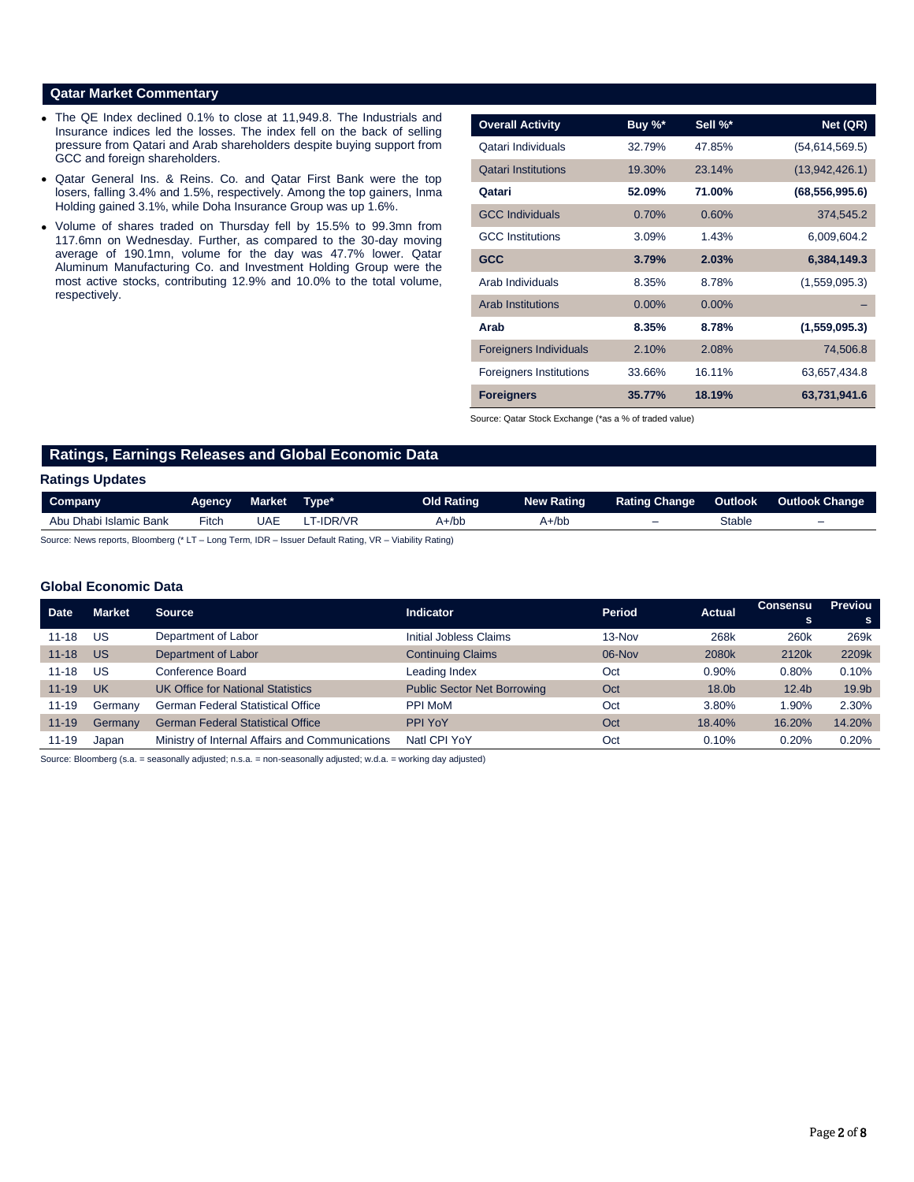## Qatar Market Commentary

- The QE Index declined 0.1% to close at 11,949.8. The Industrials and Insurance indices led the losses. The index fell on the back of selling pressure from Qatari and Arab shareholders despite buying support from GCC and foreign shareholders.
- Qatar General Ins. & Reins. Co. and Qatar First Bank were the top losers, falling 3.4% & 1.5%, respectively. Among the top gainers, Inma Holding gained 3.1%, while Doha Insurance Group was up 1.6%.
- Volume of shares traded on Thursday fell by 15.5% to 99.3mn from 117.6mn on Wednesday. Further, as compared to the 30-day moving average of 190.1mn, volume for the day was 47.7% lower. Qatar Aluminum Manufacturing Co. and Investment Holding Group were the most active stocks, contributing 12.9% and 10.0% to the total volume, respectively.

| Overall Activity | Buy %* | Sell %* | Net (QR) |
|---|---|---|---|
| Qatari Individuals | 32.79% | 47.85% | (54,614,569.5) |
| Qatari Institutions | 19.30% | 23.14% | (13,942,426.1) |
| **Qatari** | **52.09%** | **71.00%** | **(68,556,995.6)** |
| GCC Individuals | 0.70% | 0.60% | 374,545.2 |
| GCC Institutions | 3.09% | 1.43% | 6,009,604.2 |
| **GCC** | **3.79%** | **2.03%** | **6,384,149.3** |
| Arab Individuals | 8.35% | 8.78% | (1,559,095.3) |
| Arab Institutions | 0.00% | 0.00% | – |
| **Arab** | **8.35%** | **8.78%** | **(1,559,095.3)** |
| Foreigners Individuals | 2.10% | 2.08% | 74,506.8 |
| Foreigners Institutions | 33.66% | 16.11% | 63,657,434.8 |
| **Foreigners** | **35.77%** | **18.19%** | **63,731,941.6** |

Source: Qatar Stock Exchange (*as a % of traded value)

## Ratings, Earnings Releases and Global Economic Data

### Ratings Updates

| Company | Agency | Market | Type* | Old Rating | New Rating | Rating Change | Outlook | Outlook Change |
|---|---|---|---|---|---|---|---|---|
| Abu Dhabi Islamic Bank | Fitch | UAE | LT-IDR/VR | A+/bb | A+/bb | – | Stable | – |

Source: News reports, Bloomberg (* LT – Long Term, IDR – Issuer Default Rating, VR – Viability Rating)

### Global Economic Data

| Date | Market | Source | Indicator | Period | Actual | Consensus | Previous |
|---|---|---|---|---|---|---|---|
| 11-18 | US | Department of Labor | Initial Jobless Claims | 13-Nov | 268k | 260k | 269k |
| 11-18 | US | Department of Labor | Continuing Claims | 06-Nov | 2080k | 2120k | 2209k |
| 11-18 | US | Conference Board | Leading Index | Oct | 0.90% | 0.80% | 0.10% |
| 11-19 | UK | UK Office for National Statistics | Public Sector Net Borrowing | Oct | 18.0b | 12.4b | 19.9b |
| 11-19 | Germany | German Federal Statistical Office | PPI MoM | Oct | 3.80% | 1.90% | 2.30% |
| 11-19 | Germany | German Federal Statistical Office | PPI YoY | Oct | 18.40% | 16.20% | 14.20% |
| 11-19 | Japan | Ministry of Internal Affairs and Communications | Natl CPI YoY | Oct | 0.10% | 0.20% | 0.20% |

Source: Bloomberg (s.a. = seasonally adjusted; n.s.a. = non-seasonally adjusted; w.d.a. = working day adjusted)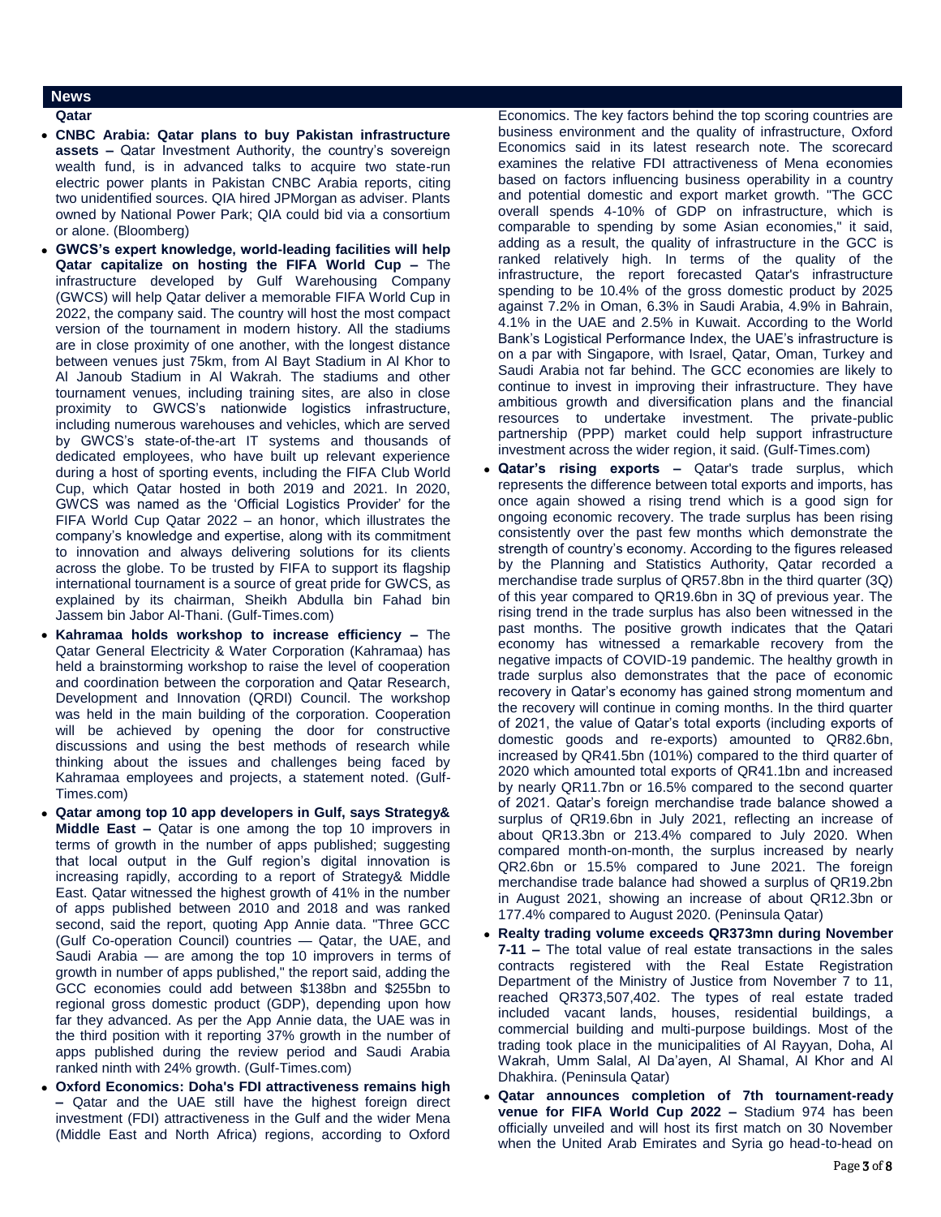## News

### Qatar

- **CNBC Arabia: Qatar plans to buy Pakistan infrastructure assets –** Qatar Investment Authority, the country's sovereign wealth fund, is in advanced talks to acquire two state-run electric power plants in Pakistan CNBC Arabia reports, citing two unidentified sources. QIA hired JPMorgan as adviser. Plants owned by National Power Park; QIA could bid via a consortium or alone. (Bloomberg)
- **GWCS's expert knowledge, world-leading facilities will help Qatar capitalize on hosting the FIFA World Cup –** The infrastructure developed by Gulf Warehousing Company (GWCS) will help Qatar deliver a memorable FIFA World Cup in 2022, the company said. The country will host the most compact version of the tournament in modern history. All the stadiums are in close proximity of one another, with the longest distance between venues just 75km, from Al Bayt Stadium in Al Khor to Al Janoub Stadium in Al Wakrah. The stadiums and other tournament venues, including training sites, are also in close proximity to GWCS's nationwide logistics infrastructure, including numerous warehouses and vehicles, which are served by GWCS's state-of-the-art IT systems and thousands of dedicated employees, who have built up relevant experience during a host of sporting events, including the FIFA Club World Cup, which Qatar hosted in both 2019 and 2021. In 2020, GWCS was named as the 'Official Logistics Provider' for the FIFA World Cup Qatar 2022 – an honor, which illustrates the company's knowledge and expertise, along with its commitment to innovation and always delivering solutions for its clients across the globe. To be trusted by FIFA to support its flagship international tournament is a source of great pride for GWCS, as explained by its chairman, Sheikh Abdulla bin Fahad bin Jassem bin Jabor Al-Thani. (Gulf-Times.com)
- **Kahramaa holds workshop to increase efficiency –** The Qatar General Electricity & Water Corporation (Kahramaa) has held a brainstorming workshop to raise the level of cooperation and coordination between the corporation and Qatar Research, Development and Innovation (QRDI) Council. The workshop was held in the main building of the corporation. Cooperation will be achieved by opening the door for constructive discussions and using the best methods of research while thinking about the issues and challenges being faced by Kahramaa employees and projects, a statement noted. (Gulf-Times.com)
- **Qatar among top 10 app developers in Gulf, says Strategy& Middle East –** Qatar is one among the top 10 improvers in terms of growth in the number of apps published; suggesting that local output in the Gulf region's digital innovation is increasing rapidly, according to a report of Strategy& Middle East. Qatar witnessed the highest growth of 41% in the number of apps published between 2010 and 2018 and was ranked second, said the report, quoting App Annie data. "Three GCC (Gulf Co-operation Council) countries — Qatar, the UAE, and Saudi Arabia — are among the top 10 improvers in terms of growth in number of apps published," the report said, adding the GCC economies could add between $138bn and $255bn to regional gross domestic product (GDP), depending upon how far they advanced. As per the App Annie data, the UAE was in the third position with it reporting 37% growth in the number of apps published during the review period and Saudi Arabia ranked ninth with 24% growth. (Gulf-Times.com)
- **Oxford Economics: Doha's FDI attractiveness remains high –** Qatar and the UAE still have the highest foreign direct investment (FDI) attractiveness in the Gulf and the wider Mena (Middle East and North Africa) regions, according to Oxford Economics. The key factors behind the top scoring countries are business environment and the quality of infrastructure, Oxford Economics said in its latest research note. The scorecard examines the relative FDI attractiveness of Mena economies based on factors influencing business operability in a country and potential domestic and export market growth. "The GCC overall spends 4-10% of GDP on infrastructure, which is comparable to spending by some Asian economies," it said, adding as a result, the quality of infrastructure in the GCC is ranked relatively high. In terms of the quality of the infrastructure, the report forecasted Qatar's infrastructure spending to be 10.4% of the gross domestic product by 2025 against 7.2% in Oman, 6.3% in Saudi Arabia, 4.9% in Bahrain, 4.1% in the UAE and 2.5% in Kuwait. According to the World Bank's Logistical Performance Index, the UAE's infrastructure is on a par with Singapore, with Israel, Qatar, Oman, Turkey and Saudi Arabia not far behind. The GCC economies are likely to continue to invest in improving their infrastructure. They have ambitious growth and diversification plans and the financial resources to undertake investment. The private-public partnership (PPP) market could help support infrastructure investment across the wider region, it said. (Gulf-Times.com)
- **Qatar's rising exports –** Qatar's trade surplus, which represents the difference between total exports and imports, has once again showed a rising trend which is a good sign for ongoing economic recovery. The trade surplus has been rising consistently over the past few months which demonstrate the strength of country's economy. According to the figures released by the Planning and Statistics Authority, Qatar recorded a merchandise trade surplus of QR57.8bn in the third quarter (3Q) of this year compared to QR19.6bn in 3Q of previous year. The rising trend in the trade surplus has also been witnessed in the past months. The positive growth indicates that the Qatari economy has witnessed a remarkable recovery from the negative impacts of COVID-19 pandemic. The healthy growth in trade surplus also demonstrates that the pace of economic recovery in Qatar's economy has gained strong momentum and the recovery will continue in coming months. In the third quarter of 2021, the value of Qatar's total exports (including exports of domestic goods and re-exports) amounted to QR82.6bn, increased by QR41.5bn (101%) compared to the third quarter of 2020 which amounted total exports of QR41.1bn and increased by nearly QR11.7bn or 16.5% compared to the second quarter of 2021. Qatar's foreign merchandise trade balance showed a surplus of QR19.6bn in July 2021, reflecting an increase of about QR13.3bn or 213.4% compared to July 2020. When compared month-on-month, the surplus increased by nearly QR2.6bn or 15.5% compared to June 2021. The foreign merchandise trade balance had showed a surplus of QR19.2bn in August 2021, showing an increase of about QR12.3bn or 177.4% compared to August 2020. (Peninsula Qatar)
- **Realty trading volume exceeds QR373mn during November 7-11 –** The total value of real estate transactions in the sales contracts registered with the Real Estate Registration Department of the Ministry of Justice from November 7 to 11, reached QR373,507,402. The types of real estate traded included vacant lands, houses, residential buildings, a commercial building and multi-purpose buildings. Most of the trading took place in the municipalities of Al Rayyan, Doha, Al Wakrah, Umm Salal, Al Da'ayen, Al Shamal, Al Khor and Al Dhakhira. (Peninsula Qatar)
- **Qatar announces completion of 7th tournament-ready venue for FIFA World Cup 2022 –** Stadium 974 has been officially unveiled and will host its first match on 30 November when the United Arab Emirates and Syria go head-to-head on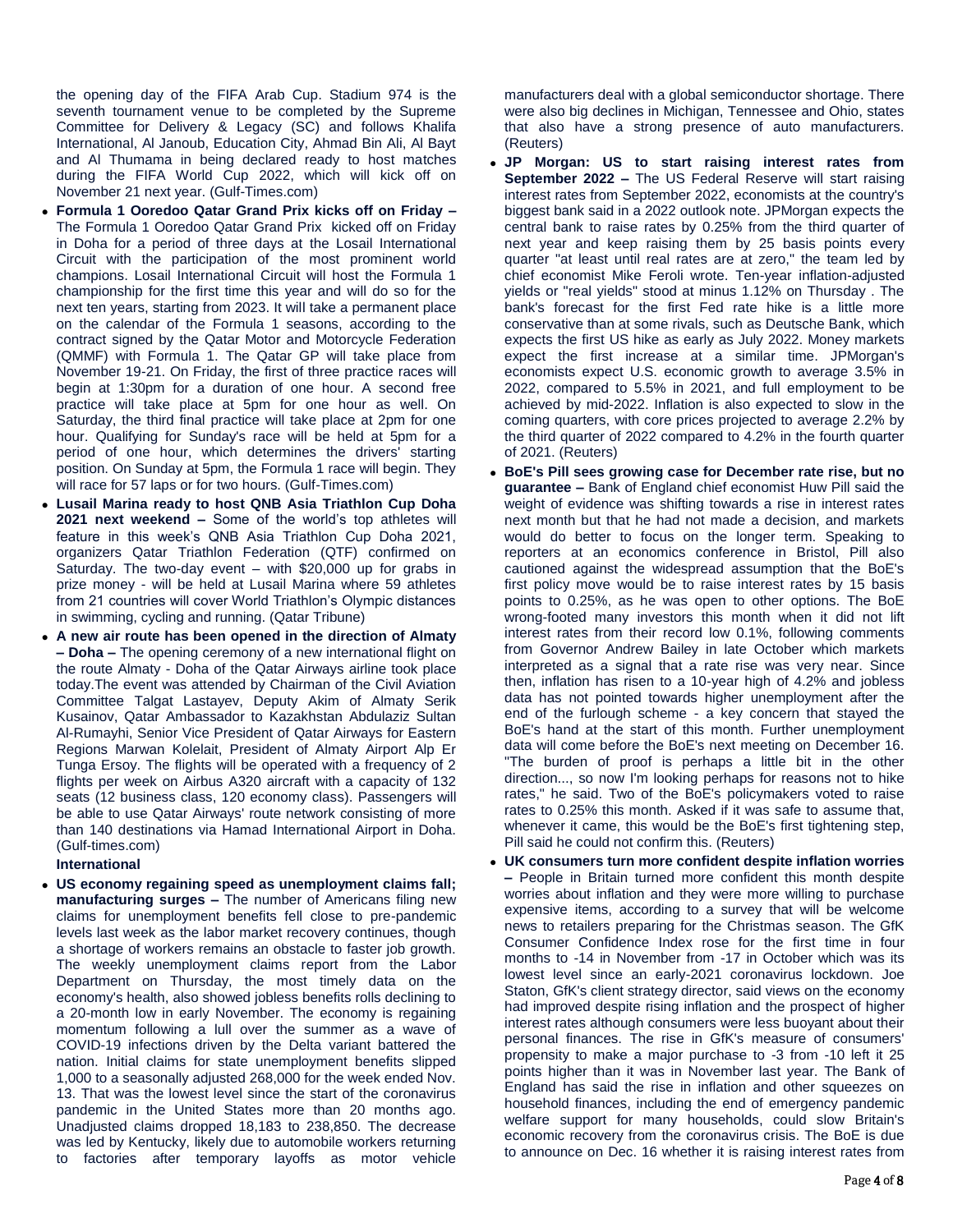the opening day of the FIFA Arab Cup. Stadium 974 is the seventh tournament venue to be completed by the Supreme Committee for Delivery & Legacy (SC) and follows Khalifa International, Al Janoub, Education City, Ahmad Bin Ali, Al Bayt and Al Thumama in being declared ready to host matches during the FIFA World Cup 2022, which will kick off on November 21 next year. (Gulf-Times.com)

- **Formula 1 Ooredoo Qatar Grand Prix kicks off on Friday –** The Formula 1 Ooredoo Qatar Grand Prix kicked off on Friday in Doha for a period of three days at the Losail International Circuit with the participation of the most prominent world champions. Losail International Circuit will host the Formula 1 championship for the first time this year and will do so for the next ten years, starting from 2023. It will take a permanent place on the calendar of the Formula 1 seasons, according to the contract signed by the Qatar Motor and Motorcycle Federation (QMMF) with Formula 1. The Qatar GP will take place from November 19-21. On Friday, the first of three practice races will begin at 1:30pm for a duration of one hour. A second free practice will take place at 5pm for one hour as well. On Saturday, the third final practice will take place at 2pm for one hour. Qualifying for Sunday's race will be held at 5pm for a period of one hour, which determines the drivers' starting position. On Sunday at 5pm, the Formula 1 race will begin. They will race for 57 laps or for two hours. (Gulf-Times.com)
- **Lusail Marina ready to host QNB Asia Triathlon Cup Doha 2021 next weekend –** Some of the world's top athletes will feature in this week's QNB Asia Triathlon Cup Doha 2021, organizers Qatar Triathlon Federation (QTF) confirmed on Saturday. The two-day event – with $20,000 up for grabs in prize money - will be held at Lusail Marina where 59 athletes from 21 countries will cover World Triathlon's Olympic distances in swimming, cycling and running. (Qatar Tribune)
- **A new air route has been opened in the direction of Almaty – Doha –** The opening ceremony of a new international flight on the route Almaty - Doha of the Qatar Airways airline took place today.The event was attended by Chairman of the Civil Aviation Committee Talgat Lastayev, Deputy Akim of Almaty Serik Kusainov, Qatar Ambassador to Kazakhstan Abdulaziz Sultan Al-Rumayhi, Senior Vice President of Qatar Airways for Eastern Regions Marwan Kolelait, President of Almaty Airport Alp Er Tunga Ersoy. The flights will be operated with a frequency of 2 flights per week on Airbus A320 aircraft with a capacity of 132 seats (12 business class, 120 economy class). Passengers will be able to use Qatar Airways' route network consisting of more than 140 destinations via Hamad International Airport in Doha. (Gulf-times.com)

**International**

- **US economy regaining speed as unemployment claims fall; manufacturing surges –** The number of Americans filing new claims for unemployment benefits fell close to pre-pandemic levels last week as the labor market recovery continues, though a shortage of workers remains an obstacle to faster job growth. The weekly unemployment claims report from the Labor Department on Thursday, the most timely data on the economy's health, also showed jobless benefits rolls declining to a 20-month low in early November. The economy is regaining momentum following a lull over the summer as a wave of COVID-19 infections driven by the Delta variant battered the nation. Initial claims for state unemployment benefits slipped 1,000 to a seasonally adjusted 268,000 for the week ended Nov. 13. That was the lowest level since the start of the coronavirus pandemic in the United States more than 20 months ago. Unadjusted claims dropped 18,183 to 238,850. The decrease was led by Kentucky, likely due to automobile workers returning to factories after temporary layoffs as motor vehicle manufacturers deal with a global semiconductor shortage. There were also big declines in Michigan, Tennessee and Ohio, states that also have a strong presence of auto manufacturers. (Reuters)
- **JP Morgan: US to start raising interest rates from September 2022 –** The US Federal Reserve will start raising interest rates from September 2022, economists at the country's biggest bank said in a 2022 outlook note. JPMorgan expects the central bank to raise rates by 0.25% from the third quarter of next year and keep raising them by 25 basis points every quarter "at least until real rates are at zero," the team led by chief economist Mike Feroli wrote. Ten-year inflation-adjusted yields or "real yields" stood at minus 1.12% on Thursday . The bank's forecast for the first Fed rate hike is a little more conservative than at some rivals, such as Deutsche Bank, which expects the first US hike as early as July 2022. Money markets expect the first increase at a similar time. JPMorgan's economists expect U.S. economic growth to average 3.5% in 2022, compared to 5.5% in 2021, and full employment to be achieved by mid-2022. Inflation is also expected to slow in the coming quarters, with core prices projected to average 2.2% by the third quarter of 2022 compared to 4.2% in the fourth quarter of 2021. (Reuters)
- **BoE's Pill sees growing case for December rate rise, but no guarantee –** Bank of England chief economist Huw Pill said the weight of evidence was shifting towards a rise in interest rates next month but that he had not made a decision, and markets would do better to focus on the longer term. Speaking to reporters at an economics conference in Bristol, Pill also cautioned against the widespread assumption that the BoE's first policy move would be to raise interest rates by 15 basis points to 0.25%, as he was open to other options. The BoE wrong-footed many investors this month when it did not lift interest rates from their record low 0.1%, following comments from Governor Andrew Bailey in late October which markets interpreted as a signal that a rate rise was very near. Since then, inflation has risen to a 10-year high of 4.2% and jobless data has not pointed towards higher unemployment after the end of the furlough scheme - a key concern that stayed the BoE's hand at the start of this month. Further unemployment data will come before the BoE's next meeting on December 16. "The burden of proof is perhaps a little bit in the other direction..., so now I'm looking perhaps for reasons not to hike rates," he said. Two of the BoE's policymakers voted to raise rates to 0.25% this month. Asked if it was safe to assume that, whenever it came, this would be the BoE's first tightening step, Pill said he could not confirm this. (Reuters)
- **UK consumers turn more confident despite inflation worries –** People in Britain turned more confident this month despite worries about inflation and they were more willing to purchase expensive items, according to a survey that will be welcome news to retailers preparing for the Christmas season. The GfK Consumer Confidence Index rose for the first time in four months to -14 in November from -17 in October which was its lowest level since an early-2021 coronavirus lockdown. Joe Staton, GfK's client strategy director, said views on the economy had improved despite rising inflation and the prospect of higher interest rates although consumers were less buoyant about their personal finances. The rise in GfK's measure of consumers' propensity to make a major purchase to -3 from -10 left it 25 points higher than it was in November last year. The Bank of England has said the rise in inflation and other squeezes on household finances, including the end of emergency pandemic welfare support for many households, could slow Britain's economic recovery from the coronavirus crisis. The BoE is due to announce on Dec. 16 whether it is raising interest rates from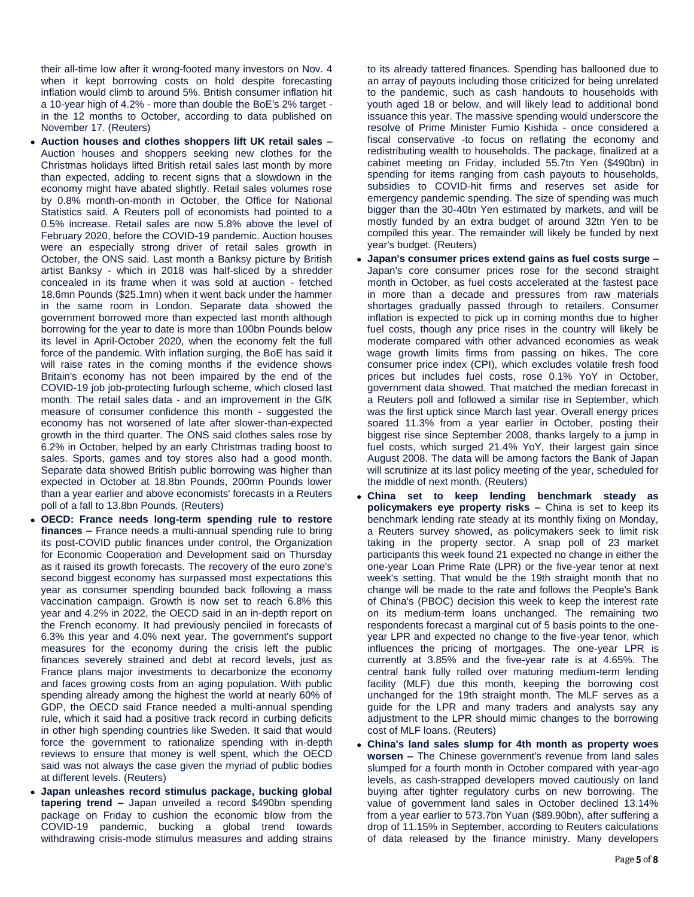their all-time low after it wrong-footed many investors on Nov. 4 when it kept borrowing costs on hold despite forecasting inflation would climb to around 5%. British consumer inflation hit a 10-year high of 4.2% - more than double the BoE's 2% target - in the 12 months to October, according to data published on November 17. (Reuters)

- **Auction houses and clothes shoppers lift UK retail sales –** Auction houses and shoppers seeking new clothes for the Christmas holidays lifted British retail sales last month by more than expected, adding to recent signs that a slowdown in the economy might have abated slightly. Retail sales volumes rose by 0.8% month-on-month in October, the Office for National Statistics said. A Reuters poll of economists had pointed to a 0.5% increase. Retail sales are now 5.8% above the level of February 2020, before the COVID-19 pandemic. Auction houses were an especially strong driver of retail sales growth in October, the ONS said. Last month a Banksy picture by British artist Banksy - which in 2018 was half-sliced by a shredder concealed in its frame when it was sold at auction - fetched 18.6mn Pounds ($25.1mn) when it went back under the hammer in the same room in London. Separate data showed the government borrowed more than expected last month although borrowing for the year to date is more than 100bn Pounds below its level in April-October 2020, when the economy felt the full force of the pandemic. With inflation surging, the BoE has said it will raise rates in the coming months if the evidence shows Britain's economy has not been impaired by the end of the COVID-19 job job-protecting furlough scheme, which closed last month. The retail sales data - and an improvement in the GfK measure of consumer confidence this month - suggested the economy has not worsened of late after slower-than-expected growth in the third quarter. The ONS said clothes sales rose by 6.2% in October, helped by an early Christmas trading boost to sales. Sports, games and toy stores also had a good month. Separate data showed British public borrowing was higher than expected in October at 18.8bn Pounds, 200mn Pounds lower than a year earlier and above economists' forecasts in a Reuters poll of a fall to 13.8bn Pounds. (Reuters)
- **OECD: France needs long-term spending rule to restore finances –** France needs a multi-annual spending rule to bring its post-COVID public finances under control, the Organization for Economic Cooperation and Development said on Thursday as it raised its growth forecasts. The recovery of the euro zone's second biggest economy has surpassed most expectations this year as consumer spending bounded back following a mass vaccination campaign. Growth is now set to reach 6.8% this year and 4.2% in 2022, the OECD said in an in-depth report on the French economy. It had previously penciled in forecasts of 6.3% this year and 4.0% next year. The government's support measures for the economy during the crisis left the public finances severely strained and debt at record levels, just as France plans major investments to decarbonize the economy and faces growing costs from an aging population. With public spending already among the highest the world at nearly 60% of GDP, the OECD said France needed a multi-annual spending rule, which it said had a positive track record in curbing deficits in other high spending countries like Sweden. It said that would force the government to rationalize spending with in-depth reviews to ensure that money is well spent, which the OECD said was not always the case given the myriad of public bodies at different levels. (Reuters)
- **Japan unleashes record stimulus package, bucking global tapering trend –** Japan unveiled a record $490bn spending package on Friday to cushion the economic blow from the COVID-19 pandemic, bucking a global trend towards withdrawing crisis-mode stimulus measures and adding strains to its already tattered finances. Spending has ballooned due to an array of payouts including those criticized for being unrelated to the pandemic, such as cash handouts to households with youth aged 18 or below, and will likely lead to additional bond issuance this year. The massive spending would underscore the resolve of Prime Minister Fumio Kishida - once considered a fiscal conservative -to focus on reflating the economy and redistributing wealth to households. The package, finalized at a cabinet meeting on Friday, included 55.7tn Yen ($490bn) in spending for items ranging from cash payouts to households, subsidies to COVID-hit firms and reserves set aside for emergency pandemic spending. The size of spending was much bigger than the 30-40tn Yen estimated by markets, and will be mostly funded by an extra budget of around 32tn Yen to be compiled this year. The remainder will likely be funded by next year's budget. (Reuters)
- **Japan's consumer prices extend gains as fuel costs surge –** Japan's core consumer prices rose for the second straight month in October, as fuel costs accelerated at the fastest pace in more than a decade and pressures from raw materials shortages gradually passed through to retailers. Consumer inflation is expected to pick up in coming months due to higher fuel costs, though any price rises in the country will likely be moderate compared with other advanced economies as weak wage growth limits firms from passing on hikes. The core consumer price index (CPI), which excludes volatile fresh food prices but includes fuel costs, rose 0.1% YoY in October, government data showed. That matched the median forecast in a Reuters poll and followed a similar rise in September, which was the first uptick since March last year. Overall energy prices soared 11.3% from a year earlier in October, posting their biggest rise since September 2008, thanks largely to a jump in fuel costs, which surged 21.4% YoY, their largest gain since August 2008. The data will be among factors the Bank of Japan will scrutinize at its last policy meeting of the year, scheduled for the middle of next month. (Reuters)
- **China set to keep lending benchmark steady as policymakers eye property risks –** China is set to keep its benchmark lending rate steady at its monthly fixing on Monday, a Reuters survey showed, as policymakers seek to limit risk taking in the property sector. A snap poll of 23 market participants this week found 21 expected no change in either the one-year Loan Prime Rate (LPR) or the five-year tenor at next week's setting. That would be the 19th straight month that no change will be made to the rate and follows the People's Bank of China's (PBOC) decision this week to keep the interest rate on its medium-term loans unchanged. The remaining two respondents forecast a marginal cut of 5 basis points to the one-year LPR and expected no change to the five-year tenor, which influences the pricing of mortgages. The one-year LPR is currently at 3.85% and the five-year rate is at 4.65%. The central bank fully rolled over maturing medium-term lending facility (MLF) due this month, keeping the borrowing cost unchanged for the 19th straight month. The MLF serves as a guide for the LPR and many traders and analysts say any adjustment to the LPR should mimic changes to the borrowing cost of MLF loans. (Reuters)
- **China's land sales slump for 4th month as property woes worsen –** The Chinese government's revenue from land sales slumped for a fourth month in October compared with year-ago levels, as cash-strapped developers moved cautiously on land buying after tighter regulatory curbs on new borrowing. The value of government land sales in October declined 13.14% from a year earlier to 573.7bn Yuan ($89.90bn), after suffering a drop of 11.15% in September, according to Reuters calculations of data released by the finance ministry. Many developers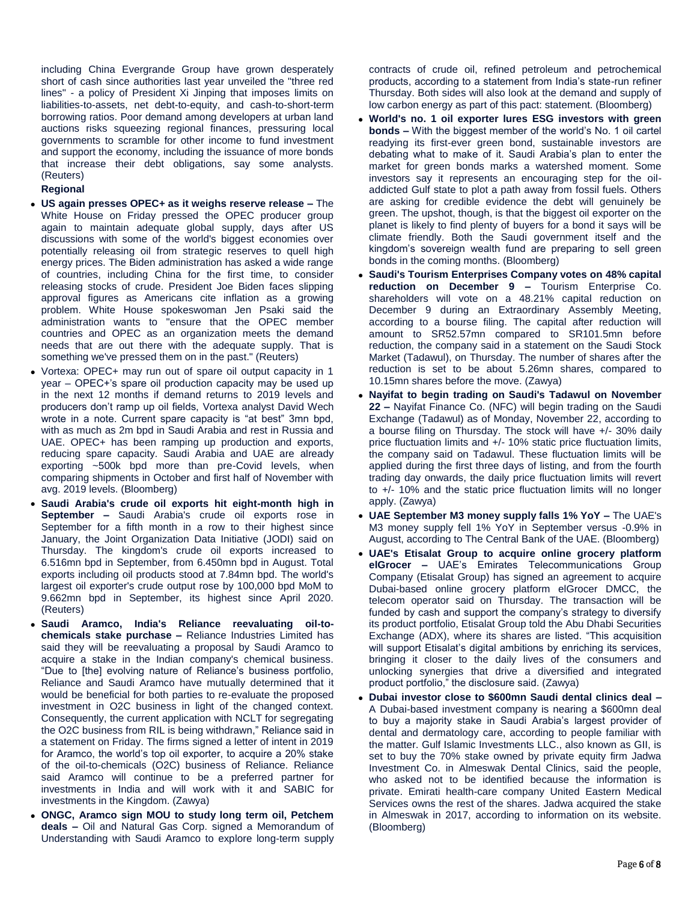including China Evergrande Group have grown desperately short of cash since authorities last year unveiled the "three red lines" - a policy of President Xi Jinping that imposes limits on liabilities-to-assets, net debt-to-equity, and cash-to-short-term borrowing ratios. Poor demand among developers at urban land auctions risks squeezing regional finances, pressuring local governments to scramble for other income to fund investment and support the economy, including the issuance of more bonds that increase their debt obligations, say some analysts. (Reuters)

**Regional**

- **US again presses OPEC+ as it weighs reserve release –** The White House on Friday pressed the OPEC producer group again to maintain adequate global supply, days after US discussions with some of the world's biggest economies over potentially releasing oil from strategic reserves to quell high energy prices. The Biden administration has asked a wide range of countries, including China for the first time, to consider releasing stocks of crude. President Joe Biden faces slipping approval figures as Americans cite inflation as a growing problem. White House spokeswoman Jen Psaki said the administration wants to "ensure that the OPEC member countries and OPEC as an organization meets the demand needs that are out there with the adequate supply. That is something we've pressed them on in the past." (Reuters)
- Vortexa: OPEC+ may run out of spare oil output capacity in 1 year – OPEC+'s spare oil production capacity may be used up in the next 12 months if demand returns to 2019 levels and producers don't ramp up oil fields, Vortexa analyst David Wech wrote in a note. Current spare capacity is "at best" 3mn bpd, with as much as 2m bpd in Saudi Arabia and rest in Russia and UAE. OPEC+ has been ramping up production and exports, reducing spare capacity. Saudi Arabia and UAE are already exporting ~500k bpd more than pre-Covid levels, when comparing shipments in October and first half of November with avg. 2019 levels. (Bloomberg)
- **Saudi Arabia's crude oil exports hit eight-month high in September –** Saudi Arabia's crude oil exports rose in September for a fifth month in a row to their highest since January, the Joint Organization Data Initiative (JODI) said on Thursday. The kingdom's crude oil exports increased to 6.516mn bpd in September, from 6.450mn bpd in August. Total exports including oil products stood at 7.84mn bpd. The world's largest oil exporter's crude output rose by 100,000 bpd MoM to 9.662mn bpd in September, its highest since April 2020. (Reuters)
- **Saudi Aramco, India's Reliance reevaluating oil-to-chemicals stake purchase –** Reliance Industries Limited has said they will be reevaluating a proposal by Saudi Aramco to acquire a stake in the Indian company's chemical business. "Due to [the] evolving nature of Reliance's business portfolio, Reliance and Saudi Aramco have mutually determined that it would be beneficial for both parties to re-evaluate the proposed investment in O2C business in light of the changed context. Consequently, the current application with NCLT for segregating the O2C business from RIL is being withdrawn," Reliance said in a statement on Friday. The firms signed a letter of intent in 2019 for Aramco, the world's top oil exporter, to acquire a 20% stake of the oil-to-chemicals (O2C) business of Reliance. Reliance said Aramco will continue to be a preferred partner for investments in India and will work with it and SABIC for investments in the Kingdom. (Zawya)
- **ONGC, Aramco sign MOU to study long term oil, Petchem deals –** Oil and Natural Gas Corp. signed a Memorandum of Understanding with Saudi Aramco to explore long-term supply contracts of crude oil, refined petroleum and petrochemical products, according to a statement from India's state-run refiner Thursday. Both sides will also look at the demand and supply of low carbon energy as part of this pact: statement. (Bloomberg)
- **World's no. 1 oil exporter lures ESG investors with green bonds –** With the biggest member of the world's No. 1 oil cartel readying its first-ever green bond, sustainable investors are debating what to make of it. Saudi Arabia's plan to enter the market for green bonds marks a watershed moment. Some investors say it represents an encouraging step for the oil-addicted Gulf state to plot a path away from fossil fuels. Others are asking for credible evidence the debt will genuinely be green. The upshot, though, is that the biggest oil exporter on the planet is likely to find plenty of buyers for a bond it says will be climate friendly. Both the Saudi government itself and the kingdom's sovereign wealth fund are preparing to sell green bonds in the coming months. (Bloomberg)
- **Saudi's Tourism Enterprises Company votes on 48% capital reduction on December 9 –** Tourism Enterprise Co. shareholders will vote on a 48.21% capital reduction on December 9 during an Extraordinary Assembly Meeting, according to a bourse filing. The capital after reduction will amount to SR52.57mn compared to SR101.5mn before reduction, the company said in a statement on the Saudi Stock Market (Tadawul), on Thursday. The number of shares after the reduction is set to be about 5.26mn shares, compared to 10.15mn shares before the move. (Zawya)
- **Nayifat to begin trading on Saudi's Tadawul on November 22 –** Nayifat Finance Co. (NFC) will begin trading on the Saudi Exchange (Tadawul) as of Monday, November 22, according to a bourse filing on Thursday. The stock will have +/- 30% daily price fluctuation limits and +/- 10% static price fluctuation limits, the company said on Tadawul. These fluctuation limits will be applied during the first three days of listing, and from the fourth trading day onwards, the daily price fluctuation limits will revert to +/- 10% and the static price fluctuation limits will no longer apply. (Zawya)
- **UAE September M3 money supply falls 1% YoY –** The UAE's M3 money supply fell 1% YoY in September versus -0.9% in August, according to The Central Bank of the UAE. (Bloomberg)
- **UAE's Etisalat Group to acquire online grocery platform elGrocer –** UAE's Emirates Telecommunications Group Company (Etisalat Group) has signed an agreement to acquire Dubai-based online grocery platform elGrocer DMCC, the telecom operator said on Thursday. The transaction will be funded by cash and support the company's strategy to diversify its product portfolio, Etisalat Group told the Abu Dhabi Securities Exchange (ADX), where its shares are listed. "This acquisition will support Etisalat's digital ambitions by enriching its services, bringing it closer to the daily lives of the consumers and unlocking synergies that drive a diversified and integrated product portfolio," the disclosure said. (Zawya)
- **Dubai investor close to $600mn Saudi dental clinics deal –** A Dubai-based investment company is nearing a $600mn deal to buy a majority stake in Saudi Arabia's largest provider of dental and dermatology care, according to people familiar with the matter. Gulf Islamic Investments LLC., also known as GII, is set to buy the 70% stake owned by private equity firm Jadwa Investment Co. in Almeswak Dental Clinics, said the people, who asked not to be identified because the information is private. Emirati health-care company United Eastern Medical Services owns the rest of the shares. Jadwa acquired the stake in Almeswak in 2017, according to information on its website. (Bloomberg)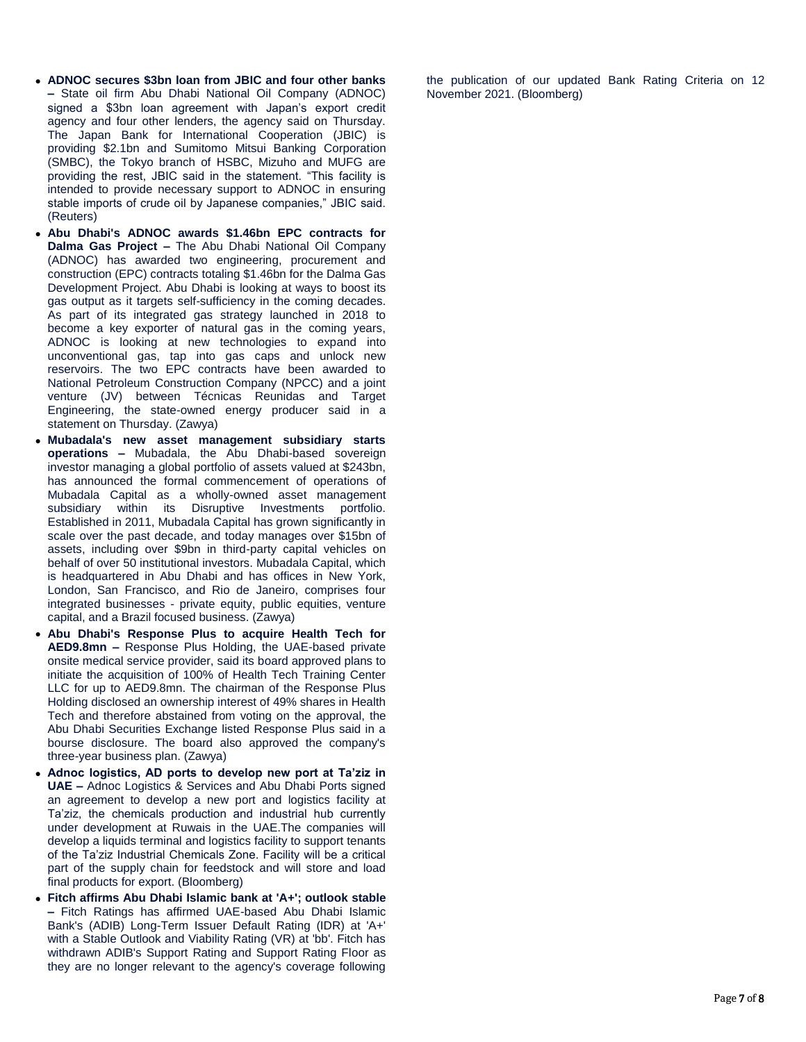- **ADNOC secures $3bn loan from JBIC and four other banks –** State oil firm Abu Dhabi National Oil Company (ADNOC) signed a $3bn loan agreement with Japan's export credit agency and four other lenders, the agency said on Thursday. The Japan Bank for International Cooperation (JBIC) is providing $2.1bn and Sumitomo Mitsui Banking Corporation (SMBC), the Tokyo branch of HSBC, Mizuho and MUFG are providing the rest, JBIC said in the statement. "This facility is intended to provide necessary support to ADNOC in ensuring stable imports of crude oil by Japanese companies," JBIC said. (Reuters)
- **Abu Dhabi's ADNOC awards $1.46bn EPC contracts for Dalma Gas Project –** The Abu Dhabi National Oil Company (ADNOC) has awarded two engineering, procurement and construction (EPC) contracts totaling $1.46bn for the Dalma Gas Development Project. Abu Dhabi is looking at ways to boost its gas output as it targets self-sufficiency in the coming decades. As part of its integrated gas strategy launched in 2018 to become a key exporter of natural gas in the coming years, ADNOC is looking at new technologies to expand into unconventional gas, tap into gas caps and unlock new reservoirs. The two EPC contracts have been awarded to National Petroleum Construction Company (NPCC) and a joint venture (JV) between Técnicas Reunidas and Target Engineering, the state-owned energy producer said in a statement on Thursday. (Zawya)
- **Mubadala's new asset management subsidiary starts operations –** Mubadala, the Abu Dhabi-based sovereign investor managing a global portfolio of assets valued at $243bn, has announced the formal commencement of operations of Mubadala Capital as a wholly-owned asset management subsidiary within its Disruptive Investments portfolio. Established in 2011, Mubadala Capital has grown significantly in scale over the past decade, and today manages over $15bn of assets, including over $9bn in third-party capital vehicles on behalf of over 50 institutional investors. Mubadala Capital, which is headquartered in Abu Dhabi and has offices in New York, London, San Francisco, and Rio de Janeiro, comprises four integrated businesses - private equity, public equities, venture capital, and a Brazil focused business. (Zawya)
- **Abu Dhabi's Response Plus to acquire Health Tech for AED9.8mn –** Response Plus Holding, the UAE-based private onsite medical service provider, said its board approved plans to initiate the acquisition of 100% of Health Tech Training Center LLC for up to AED9.8mn. The chairman of the Response Plus Holding disclosed an ownership interest of 49% shares in Health Tech and therefore abstained from voting on the approval, the Abu Dhabi Securities Exchange listed Response Plus said in a bourse disclosure. The board also approved the company's three-year business plan. (Zawya)
- **Adnoc logistics, AD ports to develop new port at Ta'ziz in UAE –** Adnoc Logistics & Services and Abu Dhabi Ports signed an agreement to develop a new port and logistics facility at Ta'ziz, the chemicals production and industrial hub currently under development at Ruwais in the UAE.The companies will develop a liquids terminal and logistics facility to support tenants of the Ta'ziz Industrial Chemicals Zone. Facility will be a critical part of the supply chain for feedstock and will store and load final products for export. (Bloomberg)
- **Fitch affirms Abu Dhabi Islamic bank at 'A+'; outlook stable –** Fitch Ratings has affirmed UAE-based Abu Dhabi Islamic Bank's (ADIB) Long-Term Issuer Default Rating (IDR) at 'A+' with a Stable Outlook and Viability Rating (VR) at 'bb'. Fitch has withdrawn ADIB's Support Rating and Support Rating Floor as they are no longer relevant to the agency's coverage following the publication of our updated Bank Rating Criteria on 12 November 2021. (Bloomberg)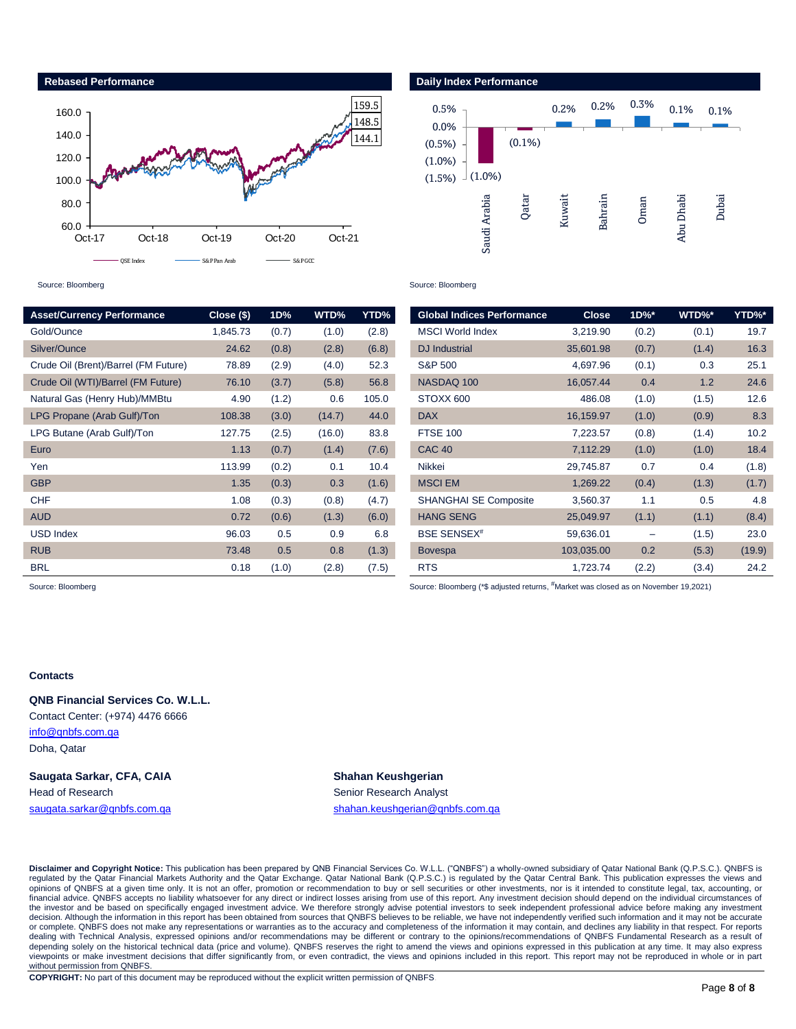**Rebased Performance**

160.0
140.0
120.0
100.0
80.0
60.0

Oct-17 Oct-18 Oct-19 Oct-20 Oct-21

159.5
148.5
144.1

QSE Index S&P Pan Arab S&P GCC

Source: Bloomberg

**Daily Index Performance**

0.5%
0.0%
(0.5%)
(1.0%)
(1.5%)

(1.0%) (0.1%) 0.2% 0.2% 0.3% 0.1% 0.1%

Saudi Arabia Qatar Kuwait Bahrain Oman Abu Dhabi Dubai

Source: Bloomberg

| Asset/Currency Performance | Close ($) | 1D% | WTD% | YTD% |
|---|---|---|---|---|
| Gold/Ounce | 1,845.73 | (0.7) | (1.0) | (2.8) |
| Silver/Ounce | 24.62 | (0.8) | (2.8) | (6.8) |
| Crude Oil (Brent)/Barrel (FM Future) | 78.89 | (2.9) | (4.0) | 52.3 |
| Crude Oil (WTI)/Barrel (FM Future) | 76.10 | (3.7) | (5.8) | 56.8 |
| Natural Gas (Henry Hub)/MMBtu | 4.90 | (1.2) | 0.6 | 105.0 |
| LPG Propane (Arab Gulf)/Ton | 108.38 | (3.0) | (14.7) | 44.0 |
| LPG Butane (Arab Gulf)/Ton | 127.75 | (2.5) | (16.0) | 83.8 |
| Euro | 1.13 | (0.7) | (1.4) | (7.6) |
| Yen | 113.99 | (0.2) | 0.1 | 10.4 |
| GBP | 1.35 | (0.3) | 0.3 | (1.6) |
| CHF | 1.08 | (0.3) | (0.8) | (4.7) |
| AUD | 0.72 | (0.6) | (1.3) | (6.0) |
| USD Index | 96.03 | 0.5 | 0.9 | 6.8 |
| RUB | 73.48 | 0.5 | 0.8 | (1.3) |
| BRL | 0.18 | (1.0) | (2.8) | (7.5) |

Source: Bloomberg

| Global Indices Performance | Close | 1D%* | WTD%* | YTD%* |
|---|---|---|---|---|
| MSCI World Index | 3,219.90 | (0.2) | (0.1) | 19.7 |
| DJ Industrial | 35,601.98 | (0.7) | (1.4) | 16.3 |
| S&P 500 | 4,697.96 | (0.1) | 0.3 | 25.1 |
| NASDAQ 100 | 16,057.44 | 0.4 | 1.2 | 24.6 |
| STOXX 600 | 486.08 | (1.0) | (1.5) | 12.6 |
| DAX | 16,159.97 | (1.0) | (0.9) | 8.3 |
| FTSE 100 | 7,223.57 | (0.8) | (1.4) | 10.2 |
| CAC 40 | 7,112.29 | (1.0) | (1.0) | 18.4 |
| Nikkei | 29,745.87 | 0.7 | 0.4 | (1.8) |
| MSCI EM | 1,269.22 | (0.4) | (1.3) | (1.7) |
| SHANGHAI SE Composite | 3,560.37 | 1.1 | 0.5 | 4.8 |
| HANG SENG | 25,049.97 | (1.1) | (1.1) | (8.4) |
| BSE SENSEX# | 59,636.01 | – | (1.5) | 23.0 |
| Bovespa | 103,035.00 | 0.2 | (5.3) | (19.9) |
| RTS | 1,723.74 | (2.2) | (3.4) | 24.2 |

Source: Bloomberg (*$ adjusted returns, #Market was closed as on November 19,2021)

**Contacts**

**QNB Financial Services Co. W.L.L.**
Contact Center: (+974) 4476 6666
info@qnbfs.com.qa
Doha, Qatar

**Saugata Sarkar, CFA, CAIA**
Head of Research
saugata.sarkar@qnbfs.com.qa

**Shahan Keushgerian**
Senior Research Analyst
shahan.keushgerian@qnbfs.com.qa

**Disclaimer and Copyright Notice:** This publication has been prepared by QNB Financial Services Co. W.L.L. ("QNBFS") a wholly-owned subsidiary of Qatar National Bank (Q.P.S.C.). QNBFS is regulated by the Qatar Financial Markets Authority and the Qatar Exchange. Qatar National Bank (Q.P.S.C.) is regulated by the Qatar Central Bank. This publication expresses the views and opinions of QNBFS at a given time only. It is not an offer, promotion or recommendation to buy or sell securities or other investments, nor is it intended to constitute legal, tax, accounting, or financial advice. QNBFS accepts no liability whatsoever for any direct or indirect losses arising from use of this report. Any investment decision should depend on the individual circumstances of the investor and be based on specifically engaged investment advice. We therefore strongly advise potential investors to seek independent professional advice before making any investment decision. Although the information in this report has been obtained from sources that QNBFS believes to be reliable, we have not independently verified such information and it may not be accurate or complete. QNBFS does not make any representations or warranties as to the accuracy and completeness of the information it may contain, and declines any liability in that respect. For reports dealing with Technical Analysis, expressed opinions and/or recommendations may be different or contrary to the opinions/recommendations of QNBFS Fundamental Research as a result of depending solely on the historical technical data (price and volume). QNBFS reserves the right to amend the views and opinions expressed in this publication at any time. It may also express viewpoints or make investment decisions that differ significantly from, or even contradict, the views and opinions included in this report. This report may not be reproduced in whole or in part without permission from QNBFS.

**COPYRIGHT:** No part of this document may be reproduced without the explicit written permission of QNBFS